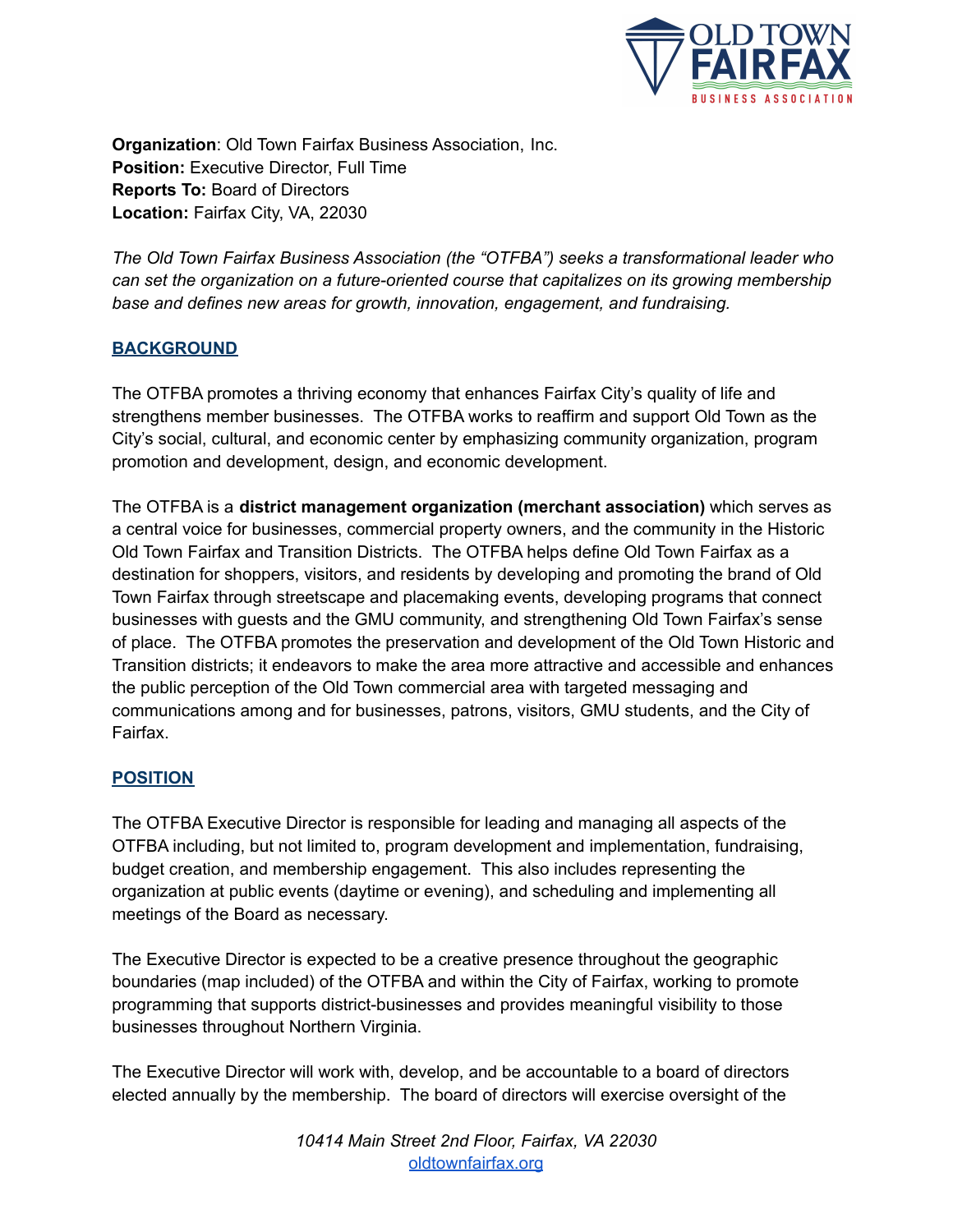**Organization**: Old Town Fairfax Business Association, Inc.
**Position:** Executive Director, Full Time
**Reports To:** Board of Directors
**Location:** Fairfax City, VA, 22030

*The Old Town Fairfax Business Association (the "OTFBA") seeks a transformational leader who can set the organization on a future-oriented course that capitalizes on its growing membership base and defines new areas for growth, innovation, engagement, and fundraising.*

## BACKGROUND

The OTFBA promotes a thriving economy that enhances Fairfax City's quality of life and strengthens member businesses. The OTFBA works to reaffirm and support Old Town as the City's social, cultural, and economic center by emphasizing community organization, program promotion and development, design, and economic development.

The OTFBA is a **district management organization (merchant association)** which serves as a central voice for businesses, commercial property owners, and the community in the Historic Old Town Fairfax and Transition Districts. The OTFBA helps define Old Town Fairfax as a destination for shoppers, visitors, and residents by developing and promoting the brand of Old Town Fairfax through streetscape and placemaking events, developing programs that connect businesses with guests and the GMU community, and strengthening Old Town Fairfax's sense of place. The OTFBA promotes the preservation and development of the Old Town Historic and Transition districts; it endeavors to make the area more attractive and accessible and enhances the public perception of the Old Town commercial area with targeted messaging and communications among and for businesses, patrons, visitors, GMU students, and the City of Fairfax.

## POSITION

The OTFBA Executive Director is responsible for leading and managing all aspects of the OTFBA including, but not limited to, program development and implementation, fundraising, budget creation, and membership engagement. This also includes representing the organization at public events (daytime or evening), and scheduling and implementing all meetings of the Board as necessary.

The Executive Director is expected to be a creative presence throughout the geographic boundaries (map included) of the OTFBA and within the City of Fairfax, working to promote programming that supports district-businesses and provides meaningful visibility to those businesses throughout Northern Virginia.

The Executive Director will work with, develop, and be accountable to a board of directors elected annually by the membership. The board of directors will exercise oversight of the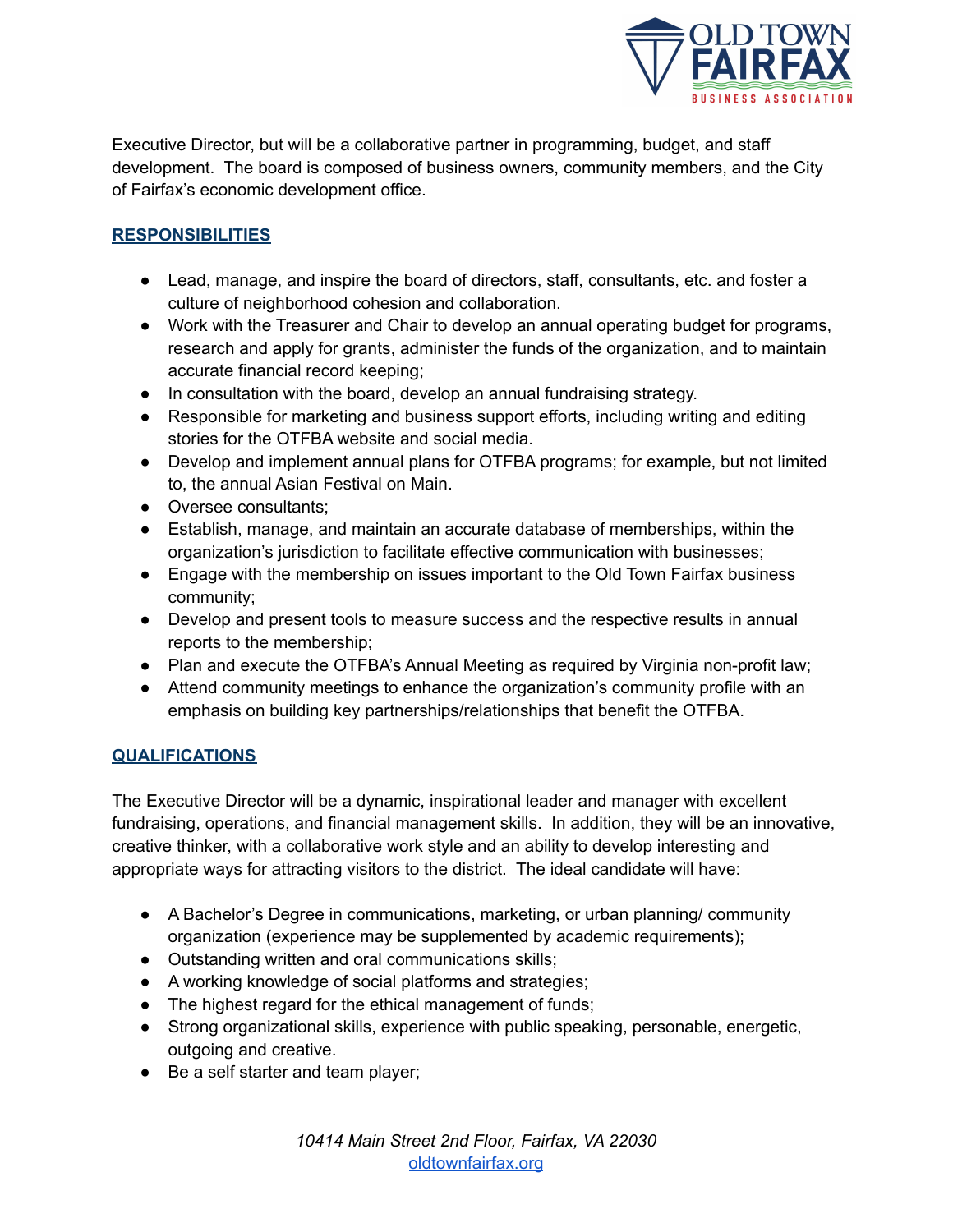Executive Director, but will be a collaborative partner in programming, budget, and staff development. The board is composed of business owners, community members, and the City of Fairfax's economic development office.

## RESPONSIBILITIES

- Lead, manage, and inspire the board of directors, staff, consultants, etc. and foster a culture of neighborhood cohesion and collaboration.
- Work with the Treasurer and Chair to develop an annual operating budget for programs, research and apply for grants, administer the funds of the organization, and to maintain accurate financial record keeping;
- In consultation with the board, develop an annual fundraising strategy.
- Responsible for marketing and business support efforts, including writing and editing stories for the OTFBA website and social media.
- Develop and implement annual plans for OTFBA programs; for example, but not limited to, the annual Asian Festival on Main.
- Oversee consultants;
- Establish, manage, and maintain an accurate database of memberships, within the organization's jurisdiction to facilitate effective communication with businesses;
- Engage with the membership on issues important to the Old Town Fairfax business community;
- Develop and present tools to measure success and the respective results in annual reports to the membership;
- Plan and execute the OTFBA's Annual Meeting as required by Virginia non-profit law;
- Attend community meetings to enhance the organization's community profile with an emphasis on building key partnerships/relationships that benefit the OTFBA.

## QUALIFICATIONS

The Executive Director will be a dynamic, inspirational leader and manager with excellent fundraising, operations, and financial management skills. In addition, they will be an innovative, creative thinker, with a collaborative work style and an ability to develop interesting and appropriate ways for attracting visitors to the district. The ideal candidate will have:

- A Bachelor's Degree in communications, marketing, or urban planning/ community organization (experience may be supplemented by academic requirements);
- Outstanding written and oral communications skills;
- A working knowledge of social platforms and strategies;
- The highest regard for the ethical management of funds;
- Strong organizational skills, experience with public speaking, personable, energetic, outgoing and creative.
- Be a self starter and team player;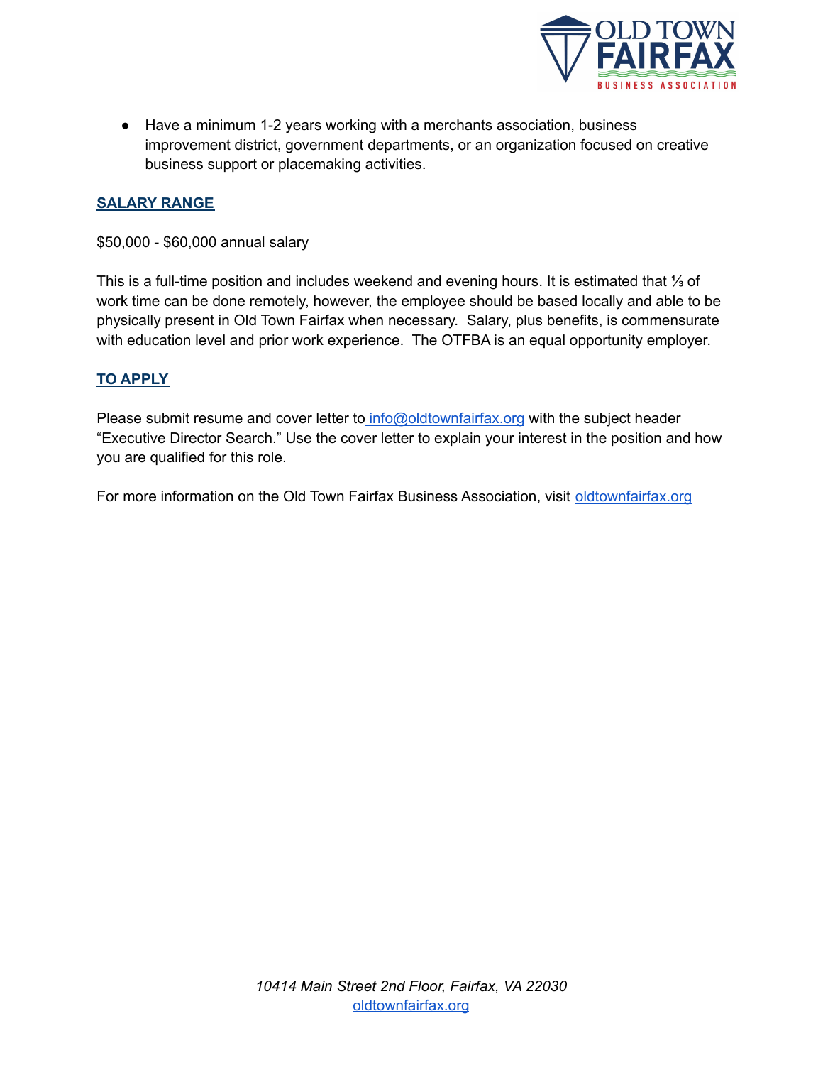- Have a minimum 1-2 years working with a merchants association, business improvement district, government departments, or an organization focused on creative business support or placemaking activities.

## SALARY RANGE

$50,000 - $60,000 annual salary

This is a full-time position and includes weekend and evening hours. It is estimated that ⅓ of work time can be done remotely, however, the employee should be based locally and able to be physically present in Old Town Fairfax when necessary. Salary, plus benefits, is commensurate with education level and prior work experience. The OTFBA is an equal opportunity employer.

## TO APPLY

Please submit resume and cover letter to info@oldtownfairfax.org with the subject header “Executive Director Search.” Use the cover letter to explain your interest in the position and how you are qualified for this role.

For more information on the Old Town Fairfax Business Association, visit oldtownfairfax.org